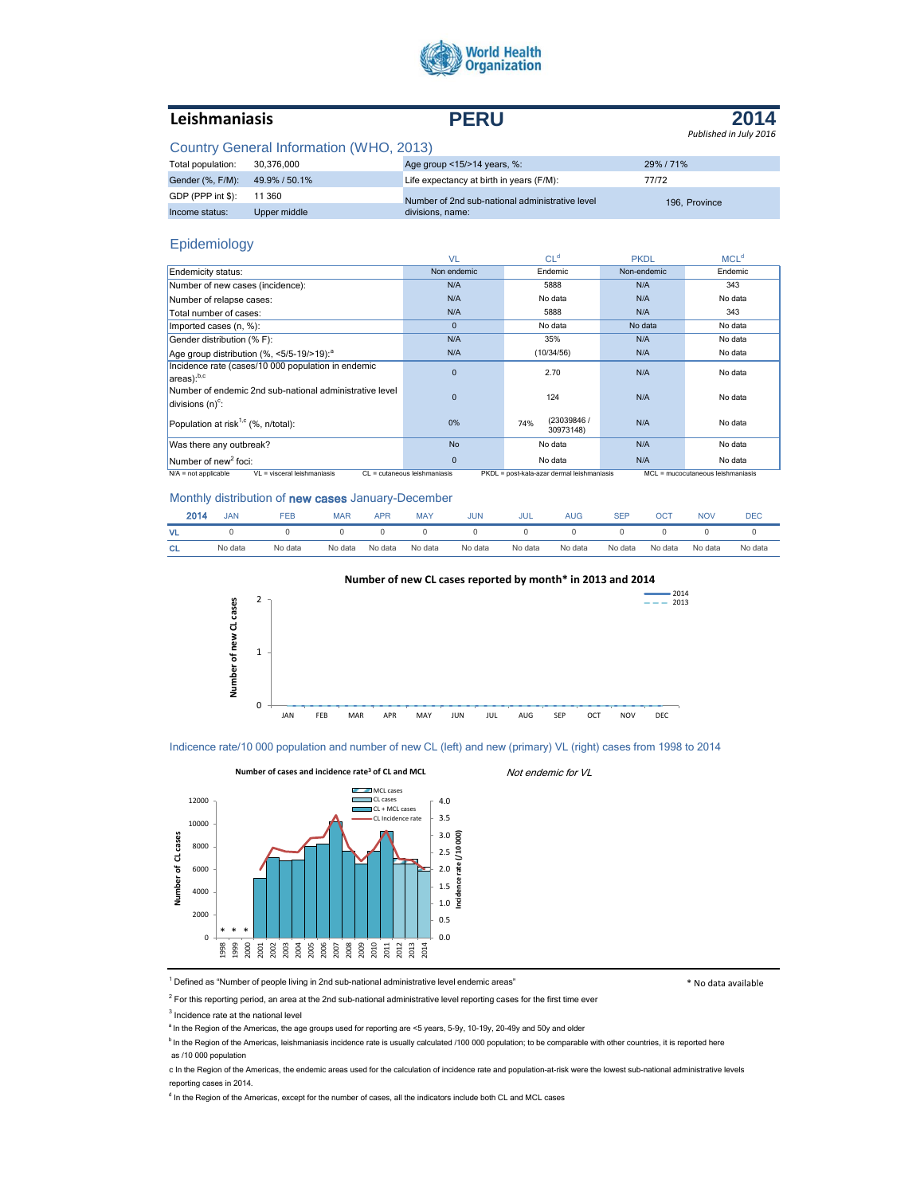World Health Organization

# Leishmaniasis — PERU — 2014

*Published in July 2016*

## Country General Information (WHO, 2013)

| | | | |
|---|---|---|---|
| Total population: | 30,376,000 | Age group <15/>14 years, %: | 29% / 71% |
| Gender (%, F/M): | 49.9% / 50.1% | Life expectancy at birth in years (F/M): | 77/72 |
| GDP (PPP int $): | 11 360 | Number of 2nd sub-national administrative level divisions, name: | 196, Province |
| Income status: | Upper middle | | |

## Epidemiology

| | VL | CL[d] | PKDL | MCL[d] |
|---|---|---|---|---|
| Endemicity status: | Non endemic | Endemic | Non-endemic | Endemic |
| Number of new cases (incidence): | N/A | 5888 | N/A | 343 |
| Number of relapse cases: | N/A | No data | N/A | No data |
| Total number of cases: | N/A | 5888 | N/A | 343 |
| Imported cases (n, %): | 0 | No data | No data | No data |
| Gender distribution (% F): | N/A | 35% | N/A | No data |
| Age group distribution (%, <5/5-19/>19):[a] | N/A | (10/34/56) | N/A | No data |
| Incidence rate (cases/10 000 population in endemic areas):[b,c] | 0 | 2.70 | N/A | No data |
| Number of endemic 2nd sub-national administrative level divisions (n)[c]: | 0 | 124 | N/A | No data |
| Population at risk[1,c] (%, n/total): | 0% | 74% (23039846 / 30973148) | N/A | No data |
| Was there any outbreak? | No | No data | N/A | No data |
| Number of new[2] foci: | 0 | No data | N/A | No data |

N/A = not applicable; VL = visceral leishmaniasis; CL = cutaneous leishmaniasis; PKDL = post-kala-azar dermal leishmaniasis; MCL = mucocutaneous leishmaniasis

## Monthly distribution of **new cases** January-December

| 2014 | JAN | FEB | MAR | APR | MAY | JUN | JUL | AUG | SEP | OCT | NOV | DEC |
|---|---|---|---|---|---|---|---|---|---|---|---|---|
| VL | 0 | 0 | 0 | 0 | 0 | 0 | 0 | 0 | 0 | 0 | 0 | 0 |
| CL | No data | No data | No data | No data | No data | No data | No data | No data | No data | No data | No data | No data |

**Number of new CL cases reported by month* in 2013 and 2014**

Number of new CL cases

2
1
0

JAN FEB MAR APR MAY JUN JUL AUG SEP OCT NOV DEC

2014
2013

## Indicence rate/10 000 population and number of new CL (left) and new (primary) VL (right) cases from 1998 to 2014

**Number of cases and incidence rate[3] of CL and MCL**

MCL cases
CL cases
CL + MCL cases
CL Incidence rate

Number of CL cases

0
2000
4000
6000
8000
10000
12000

Incidence rate (/10 000)

0.0
0.5
1.0
1.5
2.0
2.5
3.0
3.5
4.0

\* \* \*

1998 1999 2000 2001 2002 2003 2004 2005 2006 2007 2008 2009 2010 2011 2012 2013 2014

*Not endemic for VL*

[1] Defined as "Number of people living in 2nd sub-national administrative level endemic areas"

\* No data available

[2] For this reporting period, an area at the 2nd sub-national administrative level reporting cases for the first time ever

[3] Incidence rate at the national level

[a] In the Region of the Americas, the age groups used for reporting are <5 years, 5-9y, 10-19y, 20-49y and 50y and older

[b] In the Region of the Americas, leishmaniasis incidence rate is usually calculated /100 000 population; to be comparable with other countries, it is reported here as /10 000 population

c In the Region of the Americas, the endemic areas used for the calculation of incidence rate and population-at-risk were the lowest sub-national administrative levels reporting cases in 2014.

[d] In the Region of the Americas, except for the number of cases, all the indicators include both CL and MCL cases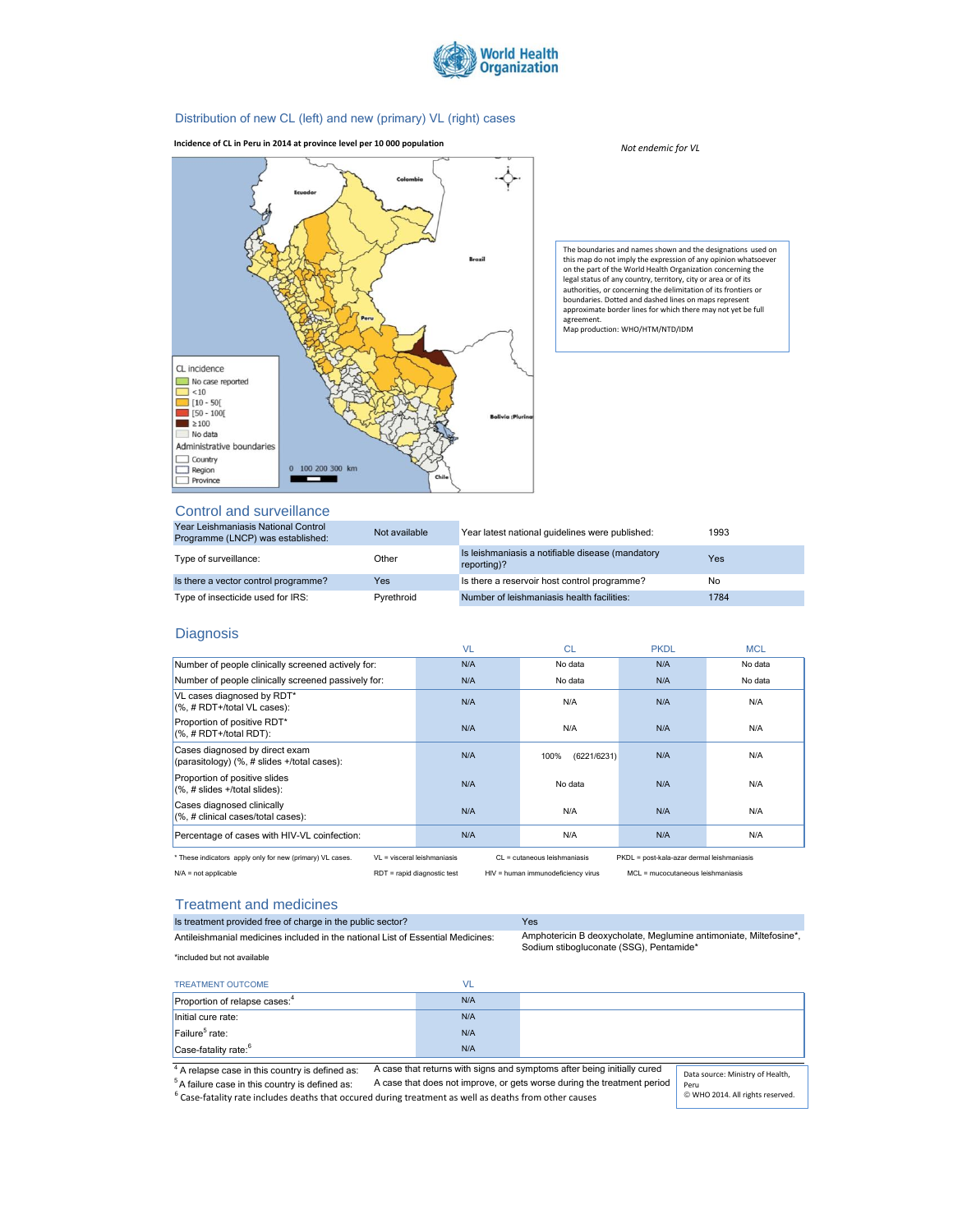World Health Organization

## Distribution of new CL (left) and new (primary) VL (right) cases

**Incidence of CL in Peru in 2014 at province level per 10 000 population**

Ecuador
Colombia
Brazil
Peru
Bolivia (Plurina
Chile

CL incidence
No case reported
<10
[10 - 50[
[50 - 100[
≥100
No data
Administrative boundaries
Country
Region
Province

0 100 200 300 km

*Not endemic for VL*

The boundaries and names shown and the designations used on this map do not imply the expression of any opinion whatsoever on the part of the World Health Organization concerning the legal status of any country, territory, city or area or of its authorities, or concerning the delimitation of its frontiers or boundaries. Dotted and dashed lines on maps represent approximate border lines for which there may not yet be full agreement.
Map production: WHO/HTM/NTD/IDM

## Control and surveillance

| | | | |
|---|---|---|---|
| Year Leishmaniasis National Control Programme (LNCP) was established: | Not available | Year latest national guidelines were published: | 1993 |
| Type of surveillance: | Other | Is leishmaniasis a notifiable disease (mandatory reporting)? | Yes |
| Is there a vector control programme? | Yes | Is there a reservoir host control programme? | No |
| Type of insecticide used for IRS: | Pyrethroid | Number of leishmaniasis health facilities: | 1784 |

## Diagnosis

| | VL | CL | PKDL | MCL |
|---|---|---|---|---|
| Number of people clinically screened actively for: | N/A | No data | N/A | No data |
| Number of people clinically screened passively for: | N/A | No data | N/A | No data |
| VL cases diagnosed by RDT* (%, # RDT+/total VL cases): | N/A | N/A | N/A | N/A |
| Proportion of positive RDT* (%, # RDT+/total RDT): | N/A | N/A | N/A | N/A |
| Cases diagnosed by direct exam (parasitology) (%, # slides +/total cases): | N/A | 100% (6221/6231) | N/A | N/A |
| Proportion of positive slides (%, # slides +/total slides): | N/A | No data | N/A | N/A |
| Cases diagnosed clinically (%, # clinical cases/total cases): | N/A | N/A | N/A | N/A |
| Percentage of cases with HIV-VL coinfection: | N/A | N/A | N/A | N/A |

\* These indicators apply only for new (primary) VL cases. VL = visceral leishmaniasis CL = cutaneous leishmaniasis PKDL = post-kala-azar dermal leishmaniasis
N/A = not applicable RDT = rapid diagnostic test HIV = human immunodeficiency virus MCL = mucocutaneous leishmaniasis

## Treatment and medicines

| | |
|---|---|
| Is treatment provided free of charge in the public sector? | Yes |
| Antileishmanial medicines included in the national List of Essential Medicines: | Amphotericin B deoxycholate, Meglumine antimoniate, Miltefosine*, Sodium stibogluconate (SSG), Pentamide* |

*included but not available

| TREATMENT OUTCOME | VL |
|---|---|
| Proportion of relapse cases:[4] | N/A |
| Initial cure rate: | N/A |
| Failure[5] rate: | N/A |
| Case-fatality rate:[6] | N/A |

[4] A relapse case in this country is defined as: A case that returns with signs and symptoms after being initially cured
[5] A failure case in this country is defined as: A case that does not improve, or gets worse during the treatment period
[6] Case-fatality rate includes deaths that occured during treatment as well as deaths from other causes

Data source: Ministry of Health, Peru
© WHO 2014. All rights reserved.